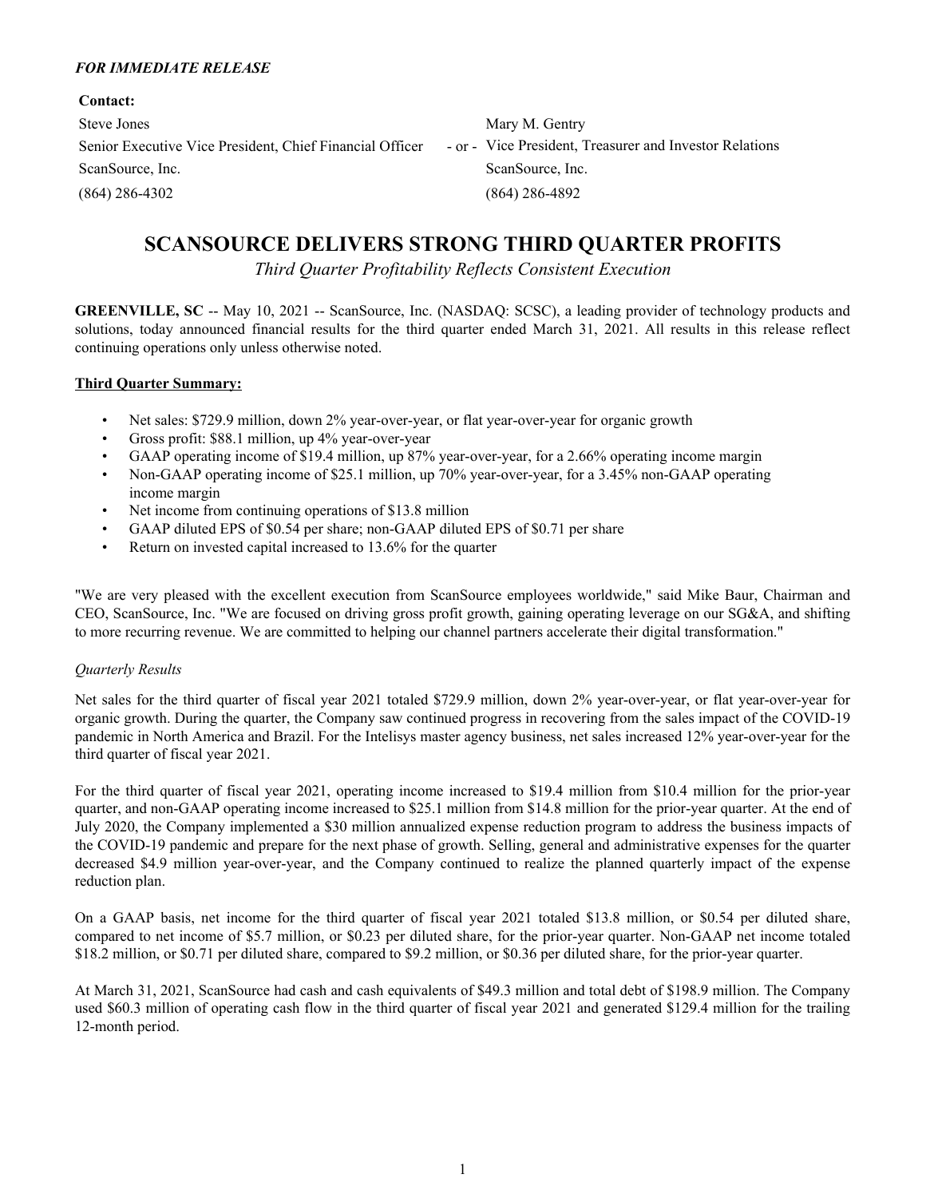***FOR IMMEDIATE RELEASE***

**Contact:**

| | | |
|---|---|---|
| Steve Jones | | Mary M. Gentry |
| Senior Executive Vice President, Chief Financial Officer | - or - | Vice President, Treasurer and Investor Relations |
| ScanSource, Inc. | | ScanSource, Inc. |
| (864) 286-4302 | | (864) 286-4892 |

# SCANSOURCE DELIVERS STRONG THIRD QUARTER PROFITS

*Third Quarter Profitability Reflects Consistent Execution*

**GREENVILLE, SC** -- May 10, 2021 -- ScanSource, Inc. (NASDAQ: SCSC), a leading provider of technology products and solutions, today announced financial results for the third quarter ended March 31, 2021. All results in this release reflect continuing operations only unless otherwise noted.

**Third Quarter Summary:**

- Net sales: $729.9 million, down 2% year-over-year, or flat year-over-year for organic growth
- Gross profit: $88.1 million, up 4% year-over-year
- GAAP operating income of $19.4 million, up 87% year-over-year, for a 2.66% operating income margin
- Non-GAAP operating income of $25.1 million, up 70% year-over-year, for a 3.45% non-GAAP operating income margin
- Net income from continuing operations of $13.8 million
- GAAP diluted EPS of $0.54 per share; non-GAAP diluted EPS of $0.71 per share
- Return on invested capital increased to 13.6% for the quarter

"We are very pleased with the excellent execution from ScanSource employees worldwide," said Mike Baur, Chairman and CEO, ScanSource, Inc. "We are focused on driving gross profit growth, gaining operating leverage on our SG&A, and shifting to more recurring revenue. We are committed to helping our channel partners accelerate their digital transformation."

*Quarterly Results*

Net sales for the third quarter of fiscal year 2021 totaled $729.9 million, down 2% year-over-year, or flat year-over-year for organic growth. During the quarter, the Company saw continued progress in recovering from the sales impact of the COVID-19 pandemic in North America and Brazil. For the Intelisys master agency business, net sales increased 12% year-over-year for the third quarter of fiscal year 2021.

For the third quarter of fiscal year 2021, operating income increased to $19.4 million from $10.4 million for the prior-year quarter, and non-GAAP operating income increased to $25.1 million from $14.8 million for the prior-year quarter. At the end of July 2020, the Company implemented a $30 million annualized expense reduction program to address the business impacts of the COVID-19 pandemic and prepare for the next phase of growth. Selling, general and administrative expenses for the quarter decreased $4.9 million year-over-year, and the Company continued to realize the planned quarterly impact of the expense reduction plan.

On a GAAP basis, net income for the third quarter of fiscal year 2021 totaled $13.8 million, or $0.54 per diluted share, compared to net income of $5.7 million, or $0.23 per diluted share, for the prior-year quarter. Non-GAAP net income totaled $18.2 million, or $0.71 per diluted share, compared to $9.2 million, or $0.36 per diluted share, for the prior-year quarter.

At March 31, 2021, ScanSource had cash and cash equivalents of $49.3 million and total debt of $198.9 million. The Company used $60.3 million of operating cash flow in the third quarter of fiscal year 2021 and generated $129.4 million for the trailing 12-month period.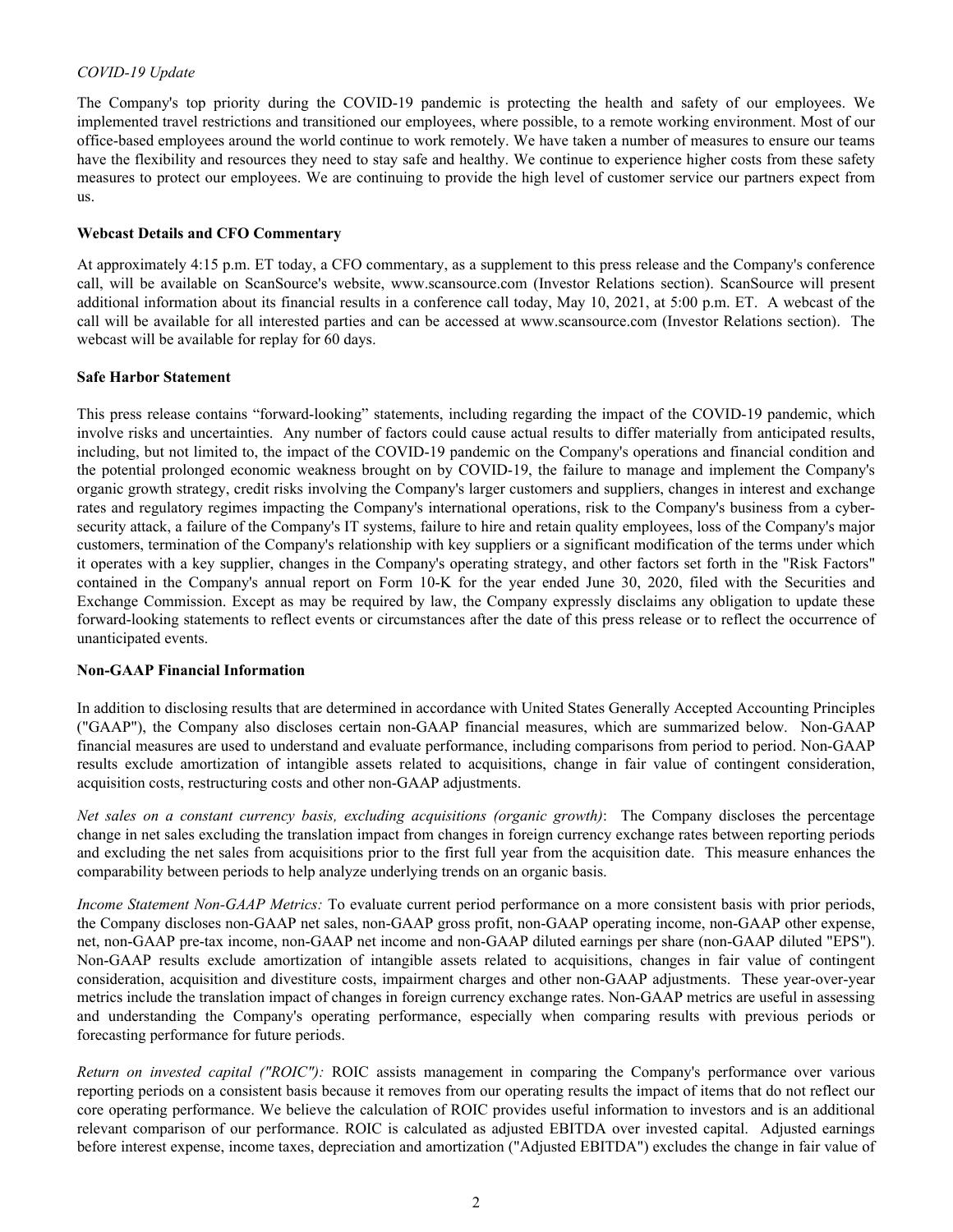*COVID-19 Update*

The Company's top priority during the COVID-19 pandemic is protecting the health and safety of our employees. We implemented travel restrictions and transitioned our employees, where possible, to a remote working environment. Most of our office-based employees around the world continue to work remotely. We have taken a number of measures to ensure our teams have the flexibility and resources they need to stay safe and healthy. We continue to experience higher costs from these safety measures to protect our employees. We are continuing to provide the high level of customer service our partners expect from us.

**Webcast Details and CFO Commentary**

At approximately 4:15 p.m. ET today, a CFO commentary, as a supplement to this press release and the Company's conference call, will be available on ScanSource's website, www.scansource.com (Investor Relations section). ScanSource will present additional information about its financial results in a conference call today, May 10, 2021, at 5:00 p.m. ET. A webcast of the call will be available for all interested parties and can be accessed at www.scansource.com (Investor Relations section). The webcast will be available for replay for 60 days.

**Safe Harbor Statement**

This press release contains “forward-looking” statements, including regarding the impact of the COVID-19 pandemic, which involve risks and uncertainties. Any number of factors could cause actual results to differ materially from anticipated results, including, but not limited to, the impact of the COVID-19 pandemic on the Company's operations and financial condition and the potential prolonged economic weakness brought on by COVID-19, the failure to manage and implement the Company's organic growth strategy, credit risks involving the Company's larger customers and suppliers, changes in interest and exchange rates and regulatory regimes impacting the Company's international operations, risk to the Company's business from a cyber-security attack, a failure of the Company's IT systems, failure to hire and retain quality employees, loss of the Company's major customers, termination of the Company's relationship with key suppliers or a significant modification of the terms under which it operates with a key supplier, changes in the Company's operating strategy, and other factors set forth in the "Risk Factors" contained in the Company's annual report on Form 10-K for the year ended June 30, 2020, filed with the Securities and Exchange Commission. Except as may be required by law, the Company expressly disclaims any obligation to update these forward-looking statements to reflect events or circumstances after the date of this press release or to reflect the occurrence of unanticipated events.

**Non-GAAP Financial Information**

In addition to disclosing results that are determined in accordance with United States Generally Accepted Accounting Principles ("GAAP"), the Company also discloses certain non-GAAP financial measures, which are summarized below. Non-GAAP financial measures are used to understand and evaluate performance, including comparisons from period to period. Non-GAAP results exclude amortization of intangible assets related to acquisitions, change in fair value of contingent consideration, acquisition costs, restructuring costs and other non-GAAP adjustments.

*Net sales on a constant currency basis, excluding acquisitions (organic growth)*: The Company discloses the percentage change in net sales excluding the translation impact from changes in foreign currency exchange rates between reporting periods and excluding the net sales from acquisitions prior to the first full year from the acquisition date. This measure enhances the comparability between periods to help analyze underlying trends on an organic basis.

*Income Statement Non-GAAP Metrics:* To evaluate current period performance on a more consistent basis with prior periods, the Company discloses non-GAAP net sales, non-GAAP gross profit, non-GAAP operating income, non-GAAP other expense, net, non-GAAP pre-tax income, non-GAAP net income and non-GAAP diluted earnings per share (non-GAAP diluted "EPS"). Non-GAAP results exclude amortization of intangible assets related to acquisitions, changes in fair value of contingent consideration, acquisition and divestiture costs, impairment charges and other non-GAAP adjustments. These year-over-year metrics include the translation impact of changes in foreign currency exchange rates. Non-GAAP metrics are useful in assessing and understanding the Company's operating performance, especially when comparing results with previous periods or forecasting performance for future periods.

*Return on invested capital ("ROIC"):* ROIC assists management in comparing the Company's performance over various reporting periods on a consistent basis because it removes from our operating results the impact of items that do not reflect our core operating performance. We believe the calculation of ROIC provides useful information to investors and is an additional relevant comparison of our performance. ROIC is calculated as adjusted EBITDA over invested capital. Adjusted earnings before interest expense, income taxes, depreciation and amortization ("Adjusted EBITDA") excludes the change in fair value of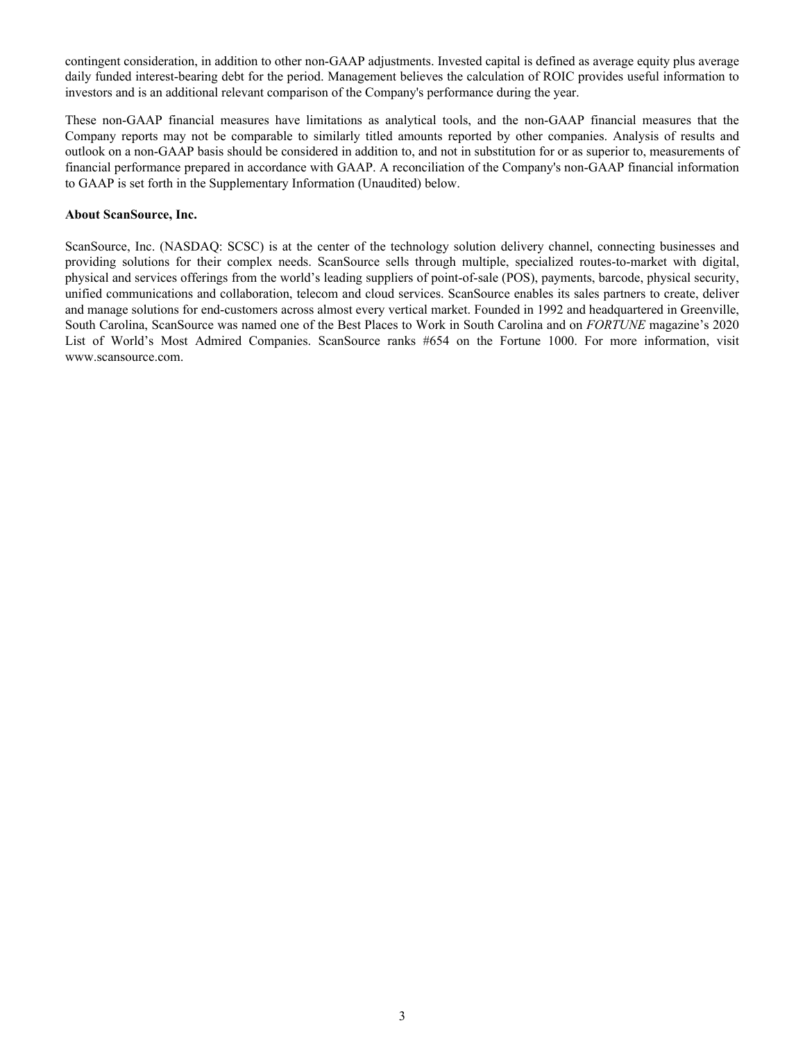contingent consideration, in addition to other non-GAAP adjustments. Invested capital is defined as average equity plus average daily funded interest-bearing debt for the period. Management believes the calculation of ROIC provides useful information to investors and is an additional relevant comparison of the Company's performance during the year.

These non-GAAP financial measures have limitations as analytical tools, and the non-GAAP financial measures that the Company reports may not be comparable to similarly titled amounts reported by other companies. Analysis of results and outlook on a non-GAAP basis should be considered in addition to, and not in substitution for or as superior to, measurements of financial performance prepared in accordance with GAAP. A reconciliation of the Company's non-GAAP financial information to GAAP is set forth in the Supplementary Information (Unaudited) below.

**About ScanSource, Inc.**

ScanSource, Inc. (NASDAQ: SCSC) is at the center of the technology solution delivery channel, connecting businesses and providing solutions for their complex needs. ScanSource sells through multiple, specialized routes-to-market with digital, physical and services offerings from the world's leading suppliers of point-of-sale (POS), payments, barcode, physical security, unified communications and collaboration, telecom and cloud services. ScanSource enables its sales partners to create, deliver and manage solutions for end-customers across almost every vertical market. Founded in 1992 and headquartered in Greenville, South Carolina, ScanSource was named one of the Best Places to Work in South Carolina and on *FORTUNE* magazine's 2020 List of World's Most Admired Companies. ScanSource ranks #654 on the Fortune 1000. For more information, visit www.scansource.com.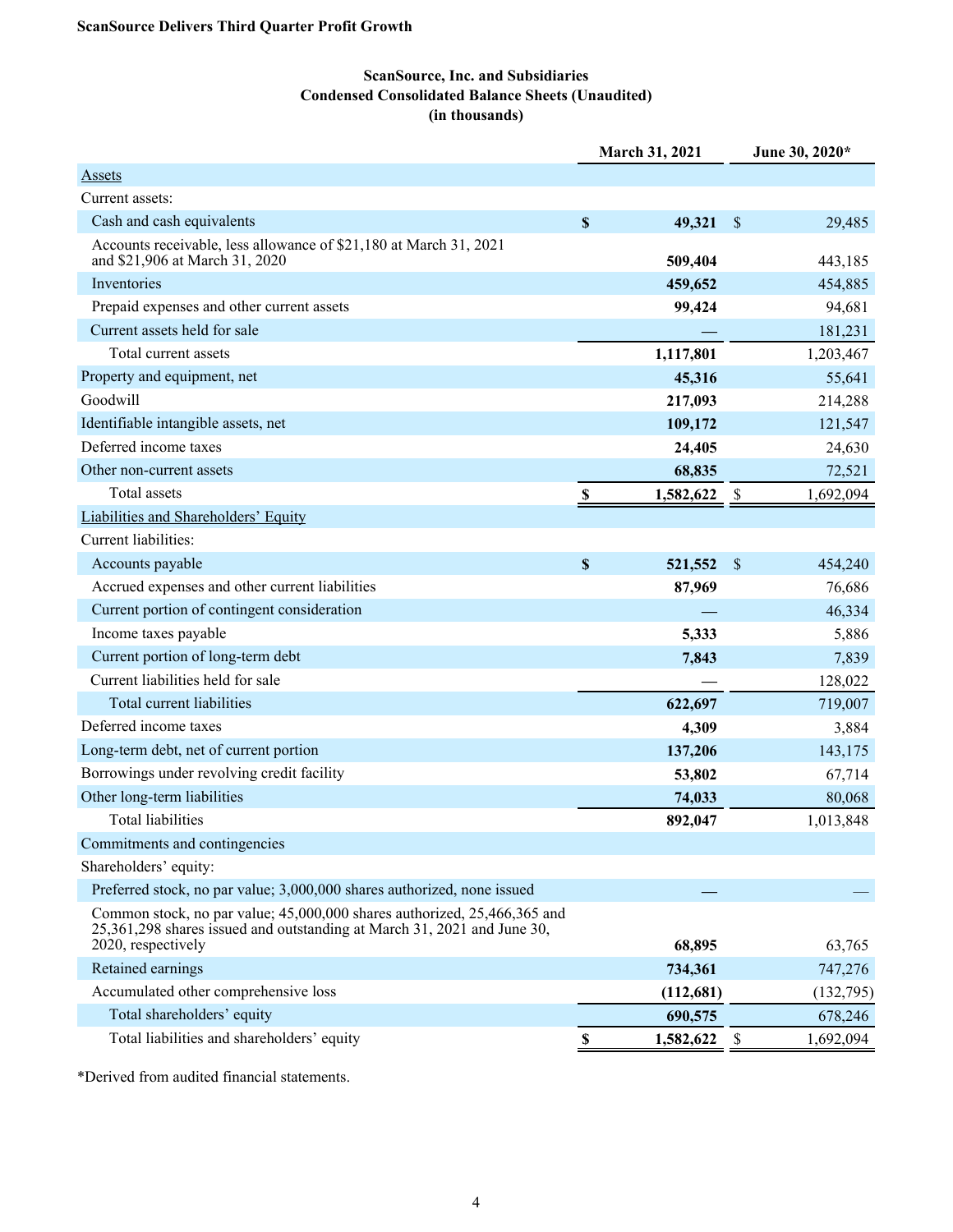**ScanSource Delivers Third Quarter Profit Growth**

## ScanSource, Inc. and Subsidiaries
## Condensed Consolidated Balance Sheets (Unaudited)
## (in thousands)

| | March 31, 2021 | June 30, 2020* |
|---|---|---|
| Assets | | |
| Current assets: | | |
| Cash and cash equivalents | $ **49,321** | $ 29,485 |
| Accounts receivable, less allowance of $21,180 at March 31, 2021 and $21,906 at March 31, 2020 | **509,404** | 443,185 |
| Inventories | **459,652** | 454,885 |
| Prepaid expenses and other current assets | **99,424** | 94,681 |
| Current assets held for sale | **—** | 181,231 |
| Total current assets | **1,117,801** | 1,203,467 |
| Property and equipment, net | **45,316** | 55,641 |
| Goodwill | **217,093** | 214,288 |
| Identifiable intangible assets, net | **109,172** | 121,547 |
| Deferred income taxes | **24,405** | 24,630 |
| Other non-current assets | **68,835** | 72,521 |
| Total assets | $ **1,582,622** | $ 1,692,094 |
| Liabilities and Shareholders' Equity | | |
| Current liabilities: | | |
| Accounts payable | $ **521,552** | $ 454,240 |
| Accrued expenses and other current liabilities | **87,969** | 76,686 |
| Current portion of contingent consideration | **—** | 46,334 |
| Income taxes payable | **5,333** | 5,886 |
| Current portion of long-term debt | **7,843** | 7,839 |
| Current liabilities held for sale | **—** | 128,022 |
| Total current liabilities | **622,697** | 719,007 |
| Deferred income taxes | **4,309** | 3,884 |
| Long-term debt, net of current portion | **137,206** | 143,175 |
| Borrowings under revolving credit facility | **53,802** | 67,714 |
| Other long-term liabilities | **74,033** | 80,068 |
| Total liabilities | **892,047** | 1,013,848 |
| Commitments and contingencies | | |
| Shareholders' equity: | | |
| Preferred stock, no par value; 3,000,000 shares authorized, none issued | **—** | — |
| Common stock, no par value; 45,000,000 shares authorized, 25,466,365 and 25,361,298 shares issued and outstanding at March 31, 2021 and June 30, 2020, respectively | **68,895** | 63,765 |
| Retained earnings | **734,361** | 747,276 |
| Accumulated other comprehensive loss | **(112,681)** | (132,795) |
| Total shareholders' equity | **690,575** | 678,246 |
| Total liabilities and shareholders' equity | $ **1,582,622** | $ 1,692,094 |

*Derived from audited financial statements.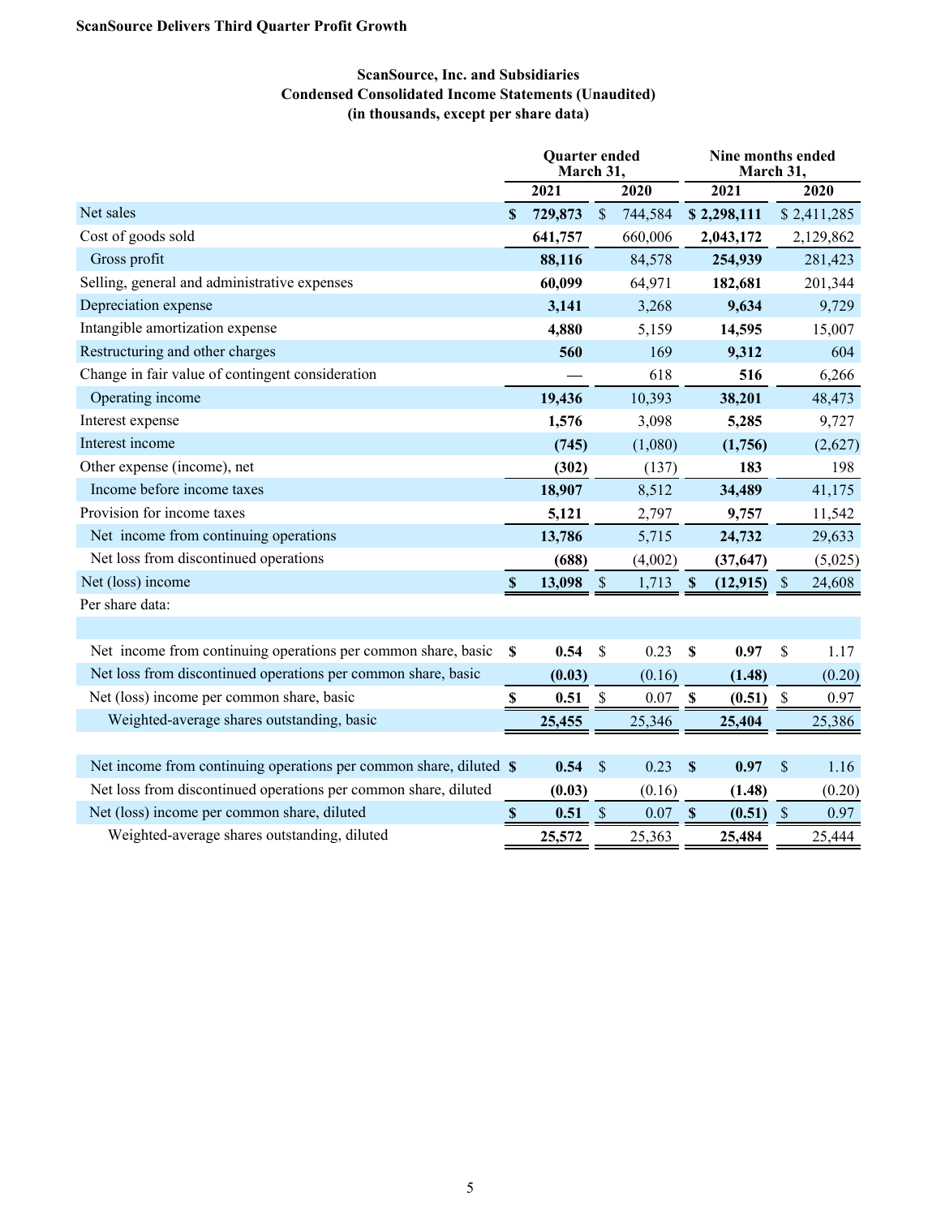ScanSource Delivers Third Quarter Profit Growth

### ScanSource, Inc. and Subsidiaries
### Condensed Consolidated Income Statements (Unaudited)
### (in thousands, except per share data)

| | Quarter ended March 31, | | Nine months ended March 31, | |
|---|---|---|---|---|
| | **2021** | 2020 | **2021** | 2020 |
| Net sales | **$ 729,873** | $ 744,584 | **$ 2,298,111** | $ 2,411,285 |
| Cost of goods sold | **641,757** | 660,006 | **2,043,172** | 2,129,862 |
| Gross profit | **88,116** | 84,578 | **254,939** | 281,423 |
| Selling, general and administrative expenses | **60,099** | 64,971 | **182,681** | 201,344 |
| Depreciation expense | **3,141** | 3,268 | **9,634** | 9,729 |
| Intangible amortization expense | **4,880** | 5,159 | **14,595** | 15,007 |
| Restructuring and other charges | **560** | 169 | **9,312** | 604 |
| Change in fair value of contingent consideration | **—** | 618 | **516** | 6,266 |
| Operating income | **19,436** | 10,393 | **38,201** | 48,473 |
| Interest expense | **1,576** | 3,098 | **5,285** | 9,727 |
| Interest income | **(745)** | (1,080) | **(1,756)** | (2,627) |
| Other expense (income), net | **(302)** | (137) | **183** | 198 |
| Income before income taxes | **18,907** | 8,512 | **34,489** | 41,175 |
| Provision for income taxes | **5,121** | 2,797 | **9,757** | 11,542 |
| Net income from continuing operations | **13,786** | 5,715 | **24,732** | 29,633 |
| Net loss from discontinued operations | **(688)** | (4,002) | **(37,647)** | (5,025) |
| Net (loss) income | **$ 13,098** | $ 1,713 | **$ (12,915)** | $ 24,608 |
| Per share data: | | | | |
| | | | | |
| Net income from continuing operations per common share, basic | **$ 0.54** | $ 0.23 | **$ 0.97** | $ 1.17 |
| Net loss from discontinued operations per common share, basic | **(0.03)** | (0.16) | **(1.48)** | (0.20) |
| Net (loss) income per common share, basic | **$ 0.51** | $ 0.07 | **$ (0.51)** | $ 0.97 |
| Weighted-average shares outstanding, basic | **25,455** | 25,346 | **25,404** | 25,386 |
| | | | | |
| Net income from continuing operations per common share, diluted | **$ 0.54** | $ 0.23 | **$ 0.97** | $ 1.16 |
| Net loss from discontinued operations per common share, diluted | **(0.03)** | (0.16) | **(1.48)** | (0.20) |
| Net (loss) income per common share, diluted | **$ 0.51** | $ 0.07 | **$ (0.51)** | $ 0.97 |
| Weighted-average shares outstanding, diluted | **25,572** | 25,363 | **25,484** | 25,444 |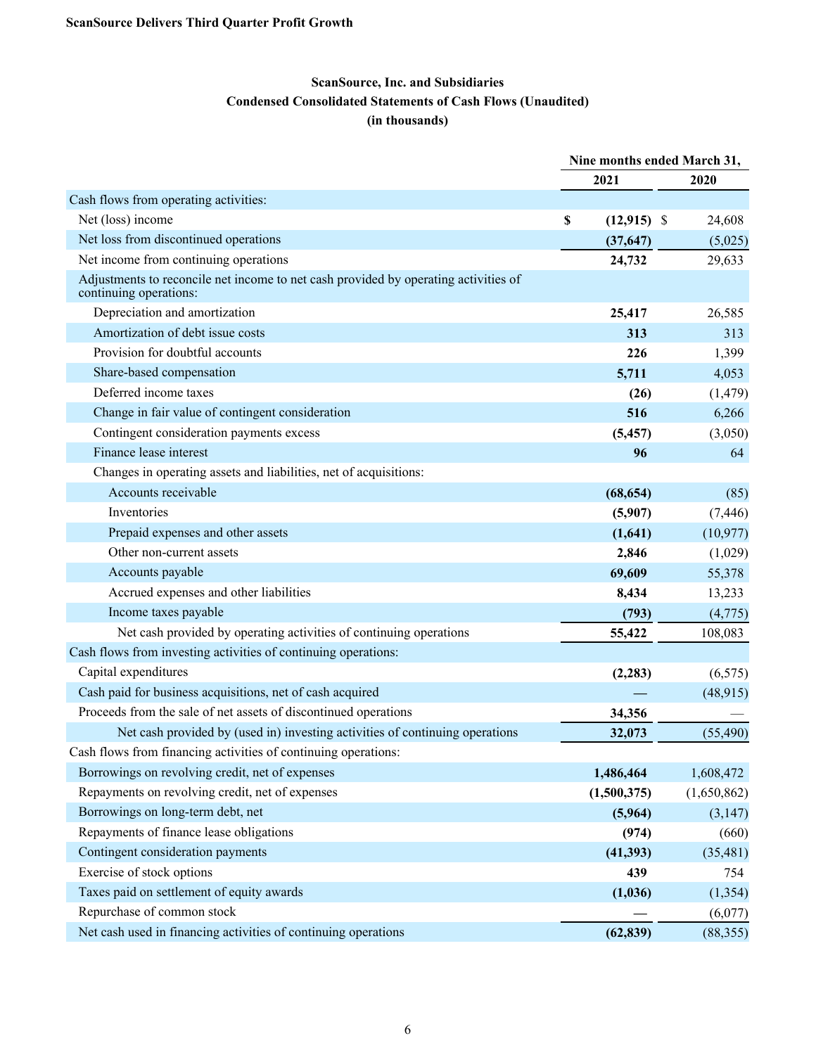**ScanSource Delivers Third Quarter Profit Growth**

## ScanSource, Inc. and Subsidiaries
## Condensed Consolidated Statements of Cash Flows (Unaudited)
## (in thousands)

| | Nine months ended March 31, | |
|---|---|---|
| | **2021** | **2020** |
| Cash flows from operating activities: | | |
| Net (loss) income | **$ (12,915)** | $ 24,608 |
| Net loss from discontinued operations | **(37,647)** | (5,025) |
| Net income from continuing operations | **24,732** | 29,633 |
| Adjustments to reconcile net income to net cash provided by operating activities of continuing operations: | | |
| Depreciation and amortization | **25,417** | 26,585 |
| Amortization of debt issue costs | **313** | 313 |
| Provision for doubtful accounts | **226** | 1,399 |
| Share-based compensation | **5,711** | 4,053 |
| Deferred income taxes | **(26)** | (1,479) |
| Change in fair value of contingent consideration | **516** | 6,266 |
| Contingent consideration payments excess | **(5,457)** | (3,050) |
| Finance lease interest | **96** | 64 |
| Changes in operating assets and liabilities, net of acquisitions: | | |
| Accounts receivable | **(68,654)** | (85) |
| Inventories | **(5,907)** | (7,446) |
| Prepaid expenses and other assets | **(1,641)** | (10,977) |
| Other non-current assets | **2,846** | (1,029) |
| Accounts payable | **69,609** | 55,378 |
| Accrued expenses and other liabilities | **8,434** | 13,233 |
| Income taxes payable | **(793)** | (4,775) |
| Net cash provided by operating activities of continuing operations | **55,422** | 108,083 |
| Cash flows from investing activities of continuing operations: | | |
| Capital expenditures | **(2,283)** | (6,575) |
| Cash paid for business acquisitions, net of cash acquired | **—** | (48,915) |
| Proceeds from the sale of net assets of discontinued operations | **34,356** | — |
| Net cash provided by (used in) investing activities of continuing operations | **32,073** | (55,490) |
| Cash flows from financing activities of continuing operations: | | |
| Borrowings on revolving credit, net of expenses | **1,486,464** | 1,608,472 |
| Repayments on revolving credit, net of expenses | **(1,500,375)** | (1,650,862) |
| Borrowings on long-term debt, net | **(5,964)** | (3,147) |
| Repayments of finance lease obligations | **(974)** | (660) |
| Contingent consideration payments | **(41,393)** | (35,481) |
| Exercise of stock options | **439** | 754 |
| Taxes paid on settlement of equity awards | **(1,036)** | (1,354) |
| Repurchase of common stock | **—** | (6,077) |
| Net cash used in financing activities of continuing operations | **(62,839)** | (88,355) |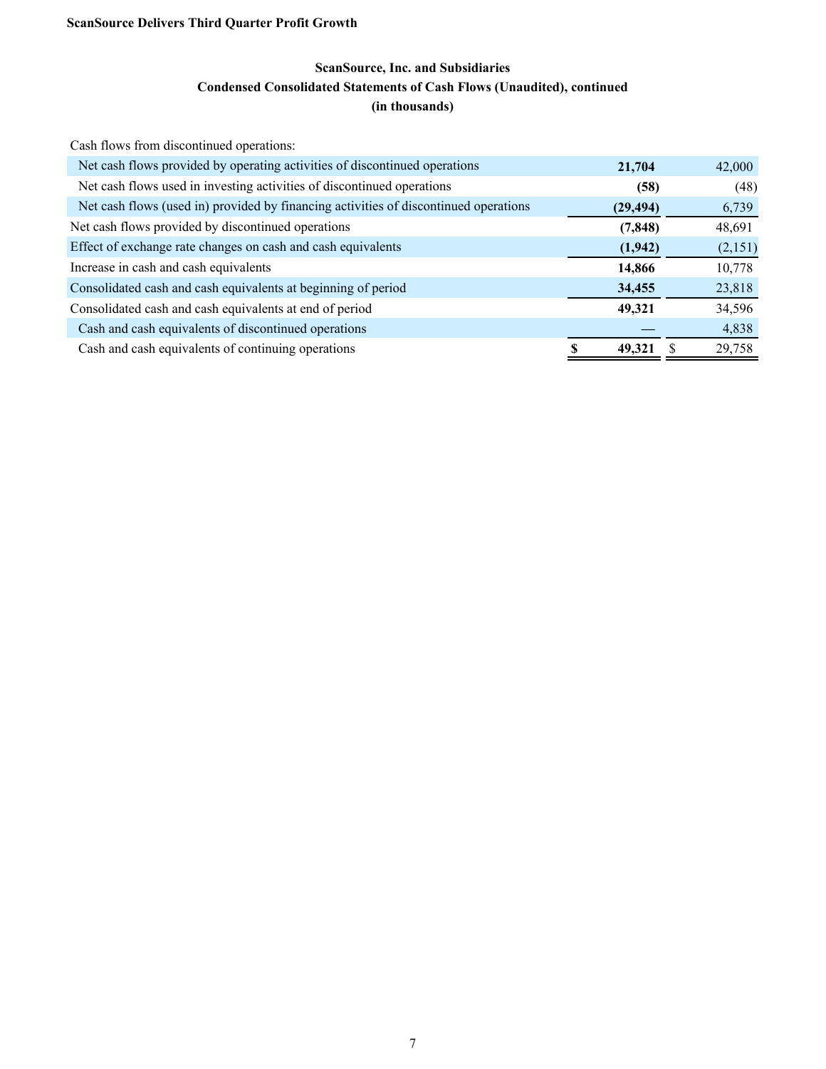**ScanSource Delivers Third Quarter Profit Growth**

## ScanSource, Inc. and Subsidiaries
### Condensed Consolidated Statements of Cash Flows (Unaudited), continued
### (in thousands)

| | | |
|---|---|---|
| Cash flows from discontinued operations: | | |
| Net cash flows provided by operating activities of discontinued operations | **21,704** | 42,000 |
| Net cash flows used in investing activities of discontinued operations | **(58)** | (48) |
| Net cash flows (used in) provided by financing activities of discontinued operations | **(29,494)** | 6,739 |
| Net cash flows provided by discontinued operations | **(7,848)** | 48,691 |
| Effect of exchange rate changes on cash and cash equivalents | **(1,942)** | (2,151) |
| Increase in cash and cash equivalents | **14,866** | 10,778 |
| Consolidated cash and cash equivalents at beginning of period | **34,455** | 23,818 |
| Consolidated cash and cash equivalents at end of period | **49,321** | 34,596 |
| Cash and cash equivalents of discontinued operations | **—** | 4,838 |
| Cash and cash equivalents of continuing operations | **$ 49,321** | $ 29,758 |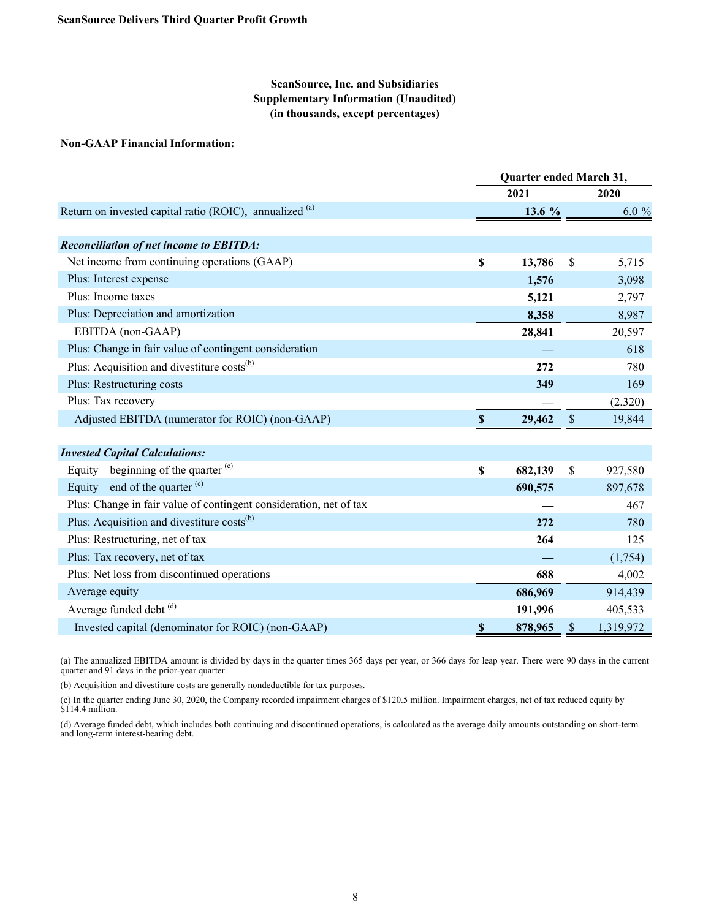ScanSource Delivers Third Quarter Profit Growth

**ScanSource, Inc. and Subsidiaries**
**Supplementary Information (Unaudited)**
**(in thousands, except percentages)**

**Non-GAAP Financial Information:**

| | Quarter ended March 31, | |
|---|---|---|
| | **2021** | **2020** |
| Return on invested capital ratio (ROIC), annualized [(a)] | **13.6 %** | 6.0 % |
| | | |
| ***Reconciliation of net income to EBITDA:*** | | |
| Net income from continuing operations (GAAP) | **$ 13,786** | $ 5,715 |
| Plus: Interest expense | **1,576** | 3,098 |
| Plus: Income taxes | **5,121** | 2,797 |
| Plus: Depreciation and amortization | **8,358** | 8,987 |
| EBITDA (non-GAAP) | **28,841** | 20,597 |
| Plus: Change in fair value of contingent consideration | **—** | 618 |
| Plus: Acquisition and divestiture costs[(b)] | **272** | 780 |
| Plus: Restructuring costs | **349** | 169 |
| Plus: Tax recovery | **—** | (2,320) |
| Adjusted EBITDA (numerator for ROIC) (non-GAAP) | **$ 29,462** | $ 19,844 |
| | | |
| ***Invested Capital Calculations:*** | | |
| Equity – beginning of the quarter [(c)] | **$ 682,139** | $ 927,580 |
| Equity – end of the quarter [(c)] | **690,575** | 897,678 |
| Plus: Change in fair value of contingent consideration, net of tax | **—** | 467 |
| Plus: Acquisition and divestiture costs[(b)] | **272** | 780 |
| Plus: Restructuring, net of tax | **264** | 125 |
| Plus: Tax recovery, net of tax | **—** | (1,754) |
| Plus: Net loss from discontinued operations | **688** | 4,002 |
| Average equity | **686,969** | 914,439 |
| Average funded debt [(d)] | **191,996** | 405,533 |
| Invested capital (denominator for ROIC) (non-GAAP) | **$ 878,965** | $ 1,319,972 |

(a) The annualized EBITDA amount is divided by days in the quarter times 365 days per year, or 366 days for leap year. There were 90 days in the current quarter and 91 days in the prior-year quarter.

(b) Acquisition and divestiture costs are generally nondeductible for tax purposes.

(c) In the quarter ending June 30, 2020, the Company recorded impairment charges of $120.5 million. Impairment charges, net of tax reduced equity by $114.4 million.

(d) Average funded debt, which includes both continuing and discontinued operations, is calculated as the average daily amounts outstanding on short-term and long-term interest-bearing debt.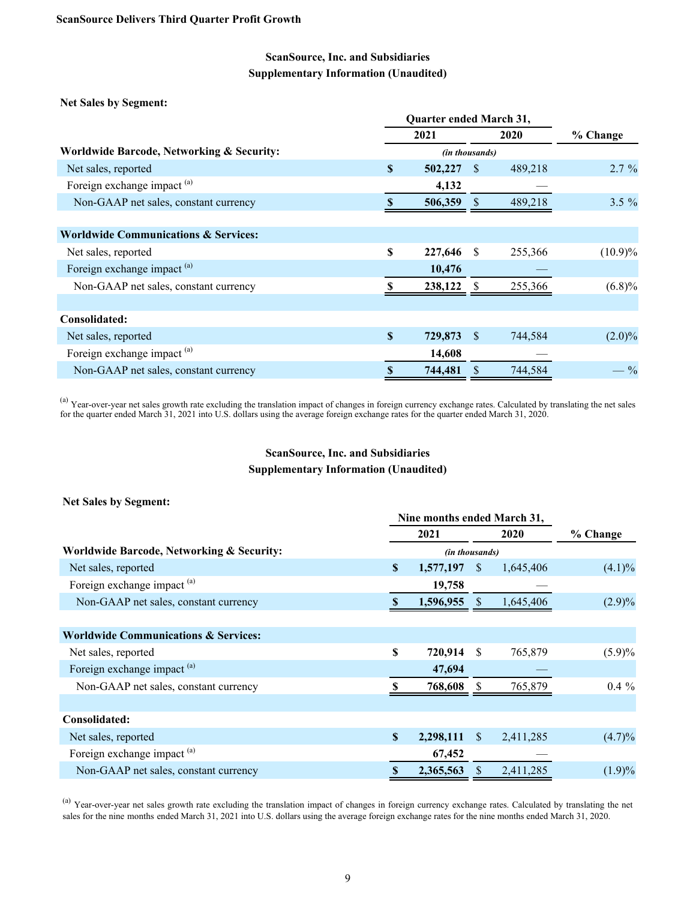**ScanSource Delivers Third Quarter Profit Growth**

## ScanSource, Inc. and Subsidiaries
## Supplementary Information (Unaudited)

**Net Sales by Segment:**

| | Quarter ended March 31, | | |
|---|---|---|---|
| | 2021 | 2020 | % Change |
| **Worldwide Barcode, Networking & Security:** | *(in thousands)* | | |
| Net sales, reported | **$ 502,227** | $ 489,218 | 2.7 % |
| Foreign exchange impact [(a)] | **4,132** | — | |
| Non-GAAP net sales, constant currency | **$ 506,359** | $ 489,218 | 3.5 % |
| | | | |
| **Worldwide Communications & Services:** | | | |
| Net sales, reported | **$ 227,646** | $ 255,366 | (10.9)% |
| Foreign exchange impact [(a)] | **10,476** | — | |
| Non-GAAP net sales, constant currency | **$ 238,122** | $ 255,366 | (6.8)% |
| | | | |
| **Consolidated:** | | | |
| Net sales, reported | **$ 729,873** | $ 744,584 | (2.0)% |
| Foreign exchange impact [(a)] | **14,608** | — | |
| Non-GAAP net sales, constant currency | **$ 744,481** | $ 744,584 | — % |

[(a)] Year-over-year net sales growth rate excluding the translation impact of changes in foreign currency exchange rates. Calculated by translating the net sales for the quarter ended March 31, 2021 into U.S. dollars using the average foreign exchange rates for the quarter ended March 31, 2020.

## ScanSource, Inc. and Subsidiaries
## Supplementary Information (Unaudited)

**Net Sales by Segment:**

| | Nine months ended March 31, | | |
|---|---|---|---|
| | 2021 | 2020 | % Change |
| **Worldwide Barcode, Networking & Security:** | *(in thousands)* | | |
| Net sales, reported | **$ 1,577,197** | $ 1,645,406 | (4.1)% |
| Foreign exchange impact [(a)] | **19,758** | — | |
| Non-GAAP net sales, constant currency | **$ 1,596,955** | $ 1,645,406 | (2.9)% |
| | | | |
| **Worldwide Communications & Services:** | | | |
| Net sales, reported | **$ 720,914** | $ 765,879 | (5.9)% |
| Foreign exchange impact [(a)] | **47,694** | — | |
| Non-GAAP net sales, constant currency | **$ 768,608** | $ 765,879 | 0.4 % |
| | | | |
| **Consolidated:** | | | |
| Net sales, reported | **$ 2,298,111** | $ 2,411,285 | (4.7)% |
| Foreign exchange impact [(a)] | **67,452** | — | |
| Non-GAAP net sales, constant currency | **$ 2,365,563** | $ 2,411,285 | (1.9)% |

[(a)] Year-over-year net sales growth rate excluding the translation impact of changes in foreign currency exchange rates. Calculated by translating the net sales for the nine months ended March 31, 2021 into U.S. dollars using the average foreign exchange rates for the nine months ended March 31, 2020.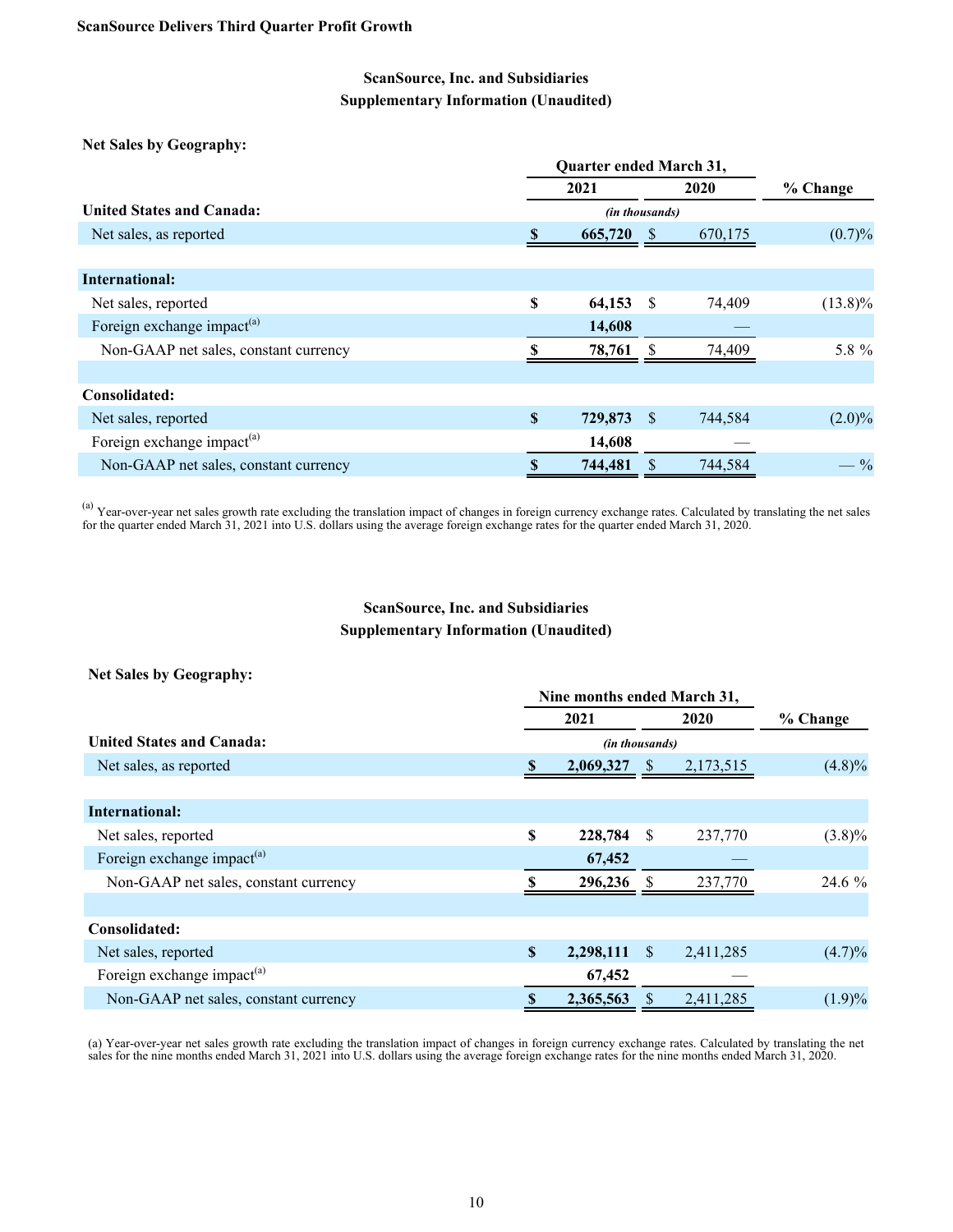**ScanSource Delivers Third Quarter Profit Growth**

## ScanSource, Inc. and Subsidiaries
## Supplementary Information (Unaudited)

**Net Sales by Geography:**

| | Quarter ended March 31, | | |
|---|---|---|---|
| | 2021 | 2020 | % Change |
| **United States and Canada:** | *(in thousands)* | | |
| Net sales, as reported | $ 665,720 | $ 670,175 | (0.7)% |
| | | | |
| **International:** | | | |
| Net sales, reported | $ 64,153 | $ 74,409 | (13.8)% |
| Foreign exchange impact[(a)] | 14,608 | — | |
| Non-GAAP net sales, constant currency | $ 78,761 | $ 74,409 | 5.8 % |
| | | | |
| **Consolidated:** | | | |
| Net sales, reported | $ 729,873 | $ 744,584 | (2.0)% |
| Foreign exchange impact[(a)] | 14,608 | — | |
| Non-GAAP net sales, constant currency | $ 744,481 | $ 744,584 | — % |

[(a)] Year-over-year net sales growth rate excluding the translation impact of changes in foreign currency exchange rates. Calculated by translating the net sales for the quarter ended March 31, 2021 into U.S. dollars using the average foreign exchange rates for the quarter ended March 31, 2020.

## ScanSource, Inc. and Subsidiaries
## Supplementary Information (Unaudited)

**Net Sales by Geography:**

| | Nine months ended March 31, | | |
|---|---|---|---|
| | 2021 | 2020 | % Change |
| **United States and Canada:** | *(in thousands)* | | |
| Net sales, as reported | $ 2,069,327 | $ 2,173,515 | (4.8)% |
| | | | |
| **International:** | | | |
| Net sales, reported | $ 228,784 | $ 237,770 | (3.8)% |
| Foreign exchange impact[(a)] | 67,452 | — | |
| Non-GAAP net sales, constant currency | $ 296,236 | $ 237,770 | 24.6 % |
| | | | |
| **Consolidated:** | | | |
| Net sales, reported | $ 2,298,111 | $ 2,411,285 | (4.7)% |
| Foreign exchange impact[(a)] | 67,452 | — | |
| Non-GAAP net sales, constant currency | $ 2,365,563 | $ 2,411,285 | (1.9)% |

(a) Year-over-year net sales growth rate excluding the translation impact of changes in foreign currency exchange rates. Calculated by translating the net sales for the nine months ended March 31, 2021 into U.S. dollars using the average foreign exchange rates for the nine months ended March 31, 2020.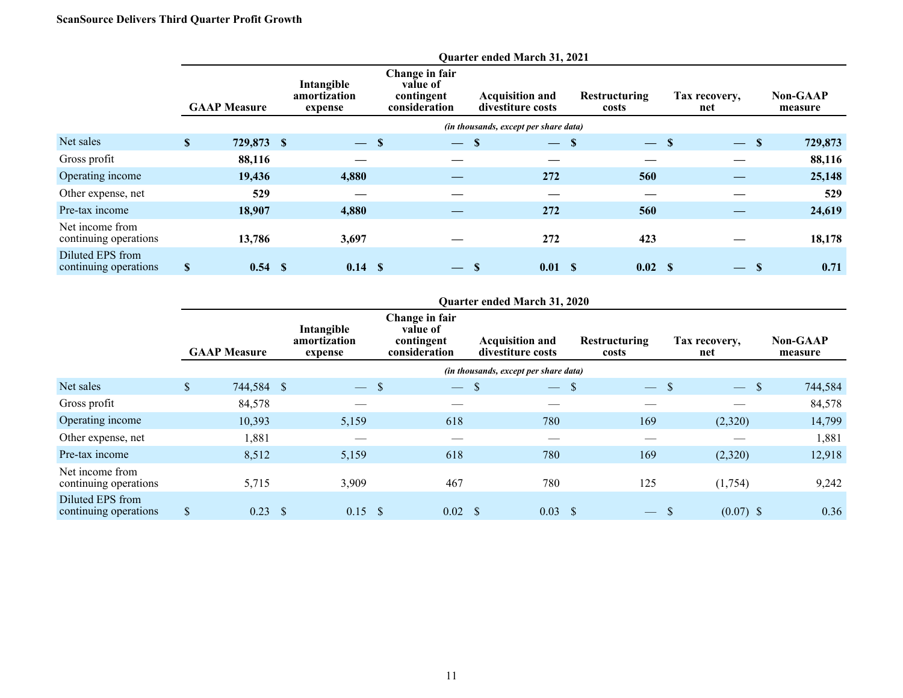**ScanSource Delivers Third Quarter Profit Growth**

| | Quarter ended March 31, 2021 | | | | | | |
|---|---|---|---|---|---|---|---|
| | **GAAP Measure** | **Intangible amortization expense** | **Change in fair value of contingent consideration** | **Acquisition and divestiture costs** | **Restructuring costs** | **Tax recovery, net** | **Non-GAAP measure** |
| | *(in thousands, except per share data)* | | | | | | |
| Net sales | **$ 729,873** | **$ —** | **$ —** | **$ —** | **$ —** | **$ —** | **$ 729,873** |
| Gross profit | **88,116** | **—** | **—** | **—** | **—** | **—** | **88,116** |
| Operating income | **19,436** | **4,880** | **—** | **272** | **560** | **—** | **25,148** |
| Other expense, net | **529** | **—** | **—** | **—** | **—** | **—** | **529** |
| Pre-tax income | **18,907** | **4,880** | **—** | **272** | **560** | **—** | **24,619** |
| Net income from continuing operations | **13,786** | **3,697** | **—** | **272** | **423** | **—** | **18,178** |
| Diluted EPS from continuing operations | **$ 0.54** | **$ 0.14** | **$ —** | **$ 0.01** | **$ 0.02** | **$ —** | **$ 0.71** |

| | Quarter ended March 31, 2020 | | | | | | |
|---|---|---|---|---|---|---|---|
| | **GAAP Measure** | **Intangible amortization expense** | **Change in fair value of contingent consideration** | **Acquisition and divestiture costs** | **Restructuring costs** | **Tax recovery, net** | **Non-GAAP measure** |
| | *(in thousands, except per share data)* | | | | | | |
| Net sales | $ 744,584 | $ — | $ — | $ — | $ — | $ — | $ 744,584 |
| Gross profit | 84,578 | — | — | — | — | — | 84,578 |
| Operating income | 10,393 | 5,159 | 618 | 780 | 169 | (2,320) | 14,799 |
| Other expense, net | 1,881 | — | — | — | — | — | 1,881 |
| Pre-tax income | 8,512 | 5,159 | 618 | 780 | 169 | (2,320) | 12,918 |
| Net income from continuing operations | 5,715 | 3,909 | 467 | 780 | 125 | (1,754) | 9,242 |
| Diluted EPS from continuing operations | $ 0.23 | $ 0.15 | $ 0.02 | $ 0.03 | $ — | $ (0.07) | $ 0.36 |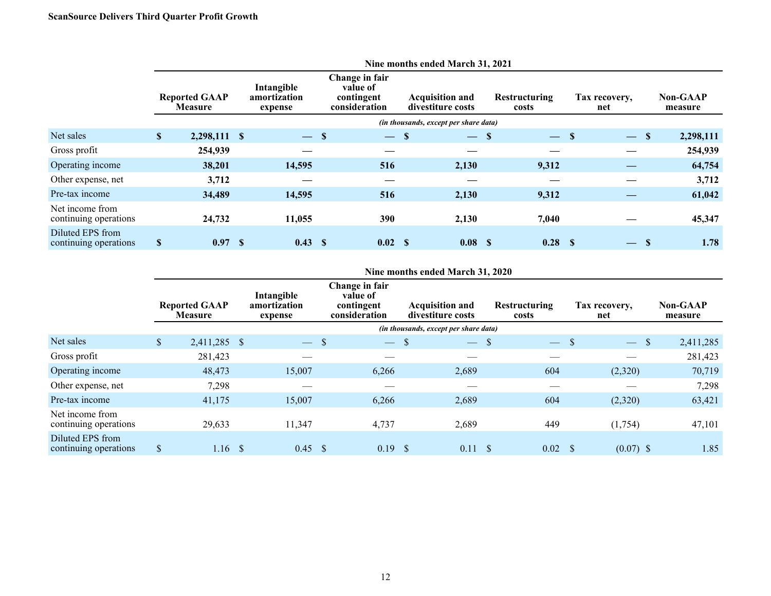| | Nine months ended March 31, 2021 | | | | | | |
|---|---|---|---|---|---|---|---|
| | **Reported GAAP Measure** | **Intangible amortization expense** | **Change in fair value of contingent consideration** | **Acquisition and divestiture costs** | **Restructuring costs** | **Tax recovery, net** | **Non-GAAP measure** |
| | *(in thousands, except per share data)* | | | | | | |
| Net sales | **$ 2,298,111** | **$ —** | **$ —** | **$ —** | **$ —** | **$ —** | **$ 2,298,111** |
| Gross profit | **254,939** | **—** | **—** | **—** | **—** | **—** | **254,939** |
| Operating income | **38,201** | **14,595** | **516** | **2,130** | **9,312** | **—** | **64,754** |
| Other expense, net | **3,712** | **—** | **—** | **—** | **—** | **—** | **3,712** |
| Pre-tax income | **34,489** | **14,595** | **516** | **2,130** | **9,312** | **—** | **61,042** |
| Net income from continuing operations | **24,732** | **11,055** | **390** | **2,130** | **7,040** | **—** | **45,347** |
| Diluted EPS from continuing operations | **$ 0.97** | **$ 0.43** | **$ 0.02** | **$ 0.08** | **$ 0.28** | **$ —** | **$ 1.78** |

| | Nine months ended March 31, 2020 | | | | | | |
|---|---|---|---|---|---|---|---|
| | **Reported GAAP Measure** | **Intangible amortization expense** | **Change in fair value of contingent consideration** | **Acquisition and divestiture costs** | **Restructuring costs** | **Tax recovery, net** | **Non-GAAP measure** |
| | *(in thousands, except per share data)* | | | | | | |
| Net sales | $ 2,411,285 | $ — | $ — | $ — | $ — | $ — | $ 2,411,285 |
| Gross profit | 281,423 | — | — | — | — | — | 281,423 |
| Operating income | 48,473 | 15,007 | 6,266 | 2,689 | 604 | (2,320) | 70,719 |
| Other expense, net | 7,298 | — | — | — | — | — | 7,298 |
| Pre-tax income | 41,175 | 15,007 | 6,266 | 2,689 | 604 | (2,320) | 63,421 |
| Net income from continuing operations | 29,633 | 11,347 | 4,737 | 2,689 | 449 | (1,754) | 47,101 |
| Diluted EPS from continuing operations | $ 1.16 | $ 0.45 | $ 0.19 | $ 0.11 | $ 0.02 | $ (0.07) | $ 1.85 |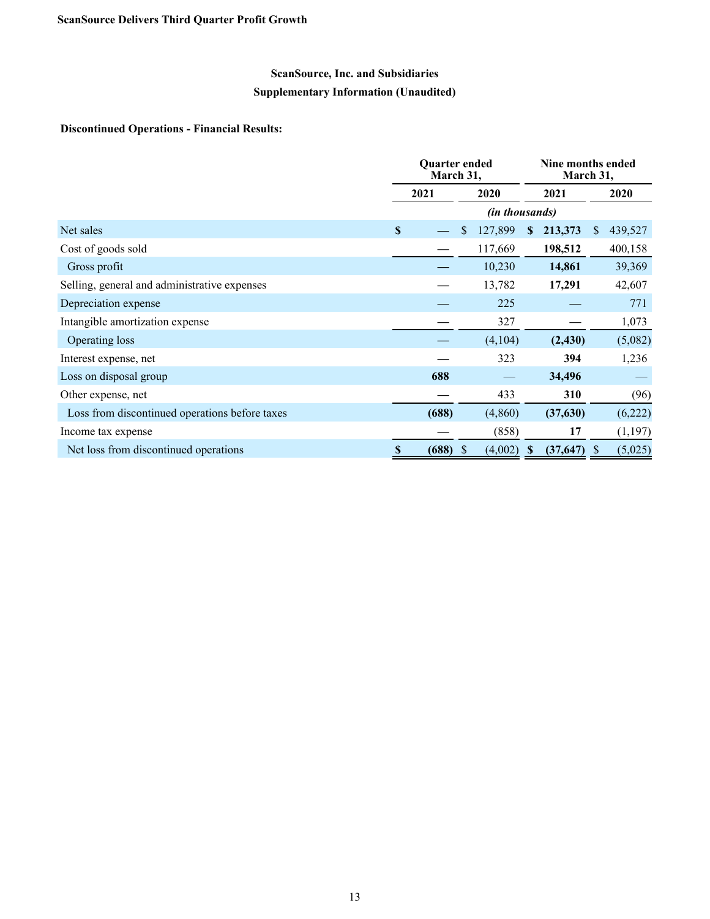**ScanSource Delivers Third Quarter Profit Growth**

## ScanSource, Inc. and Subsidiaries
## Supplementary Information (Unaudited)

**Discontinued Operations - Financial Results:**

| | Quarter ended March 31, | | Nine months ended March 31, | |
|---|---|---|---|---|
| | **2021** | **2020** | **2021** | **2020** |
| | *(in thousands)* | | | |
| Net sales | **$ —** | $ 127,899 | **$ 213,373** | $ 439,527 |
| Cost of goods sold | **—** | 117,669 | **198,512** | 400,158 |
| Gross profit | **—** | 10,230 | **14,861** | 39,369 |
| Selling, general and administrative expenses | **—** | 13,782 | **17,291** | 42,607 |
| Depreciation expense | **—** | 225 | **—** | 771 |
| Intangible amortization expense | **—** | 327 | **—** | 1,073 |
| Operating loss | **—** | (4,104) | **(2,430)** | (5,082) |
| Interest expense, net | **—** | 323 | **394** | 1,236 |
| Loss on disposal group | **688** | — | **34,496** | — |
| Other expense, net | **—** | 433 | **310** | (96) |
| Loss from discontinued operations before taxes | **(688)** | (4,860) | **(37,630)** | (6,222) |
| Income tax expense | **—** | (858) | **17** | (1,197) |
| Net loss from discontinued operations | **$ (688)** | $ (4,002) | **$ (37,647)** | $ (5,025) |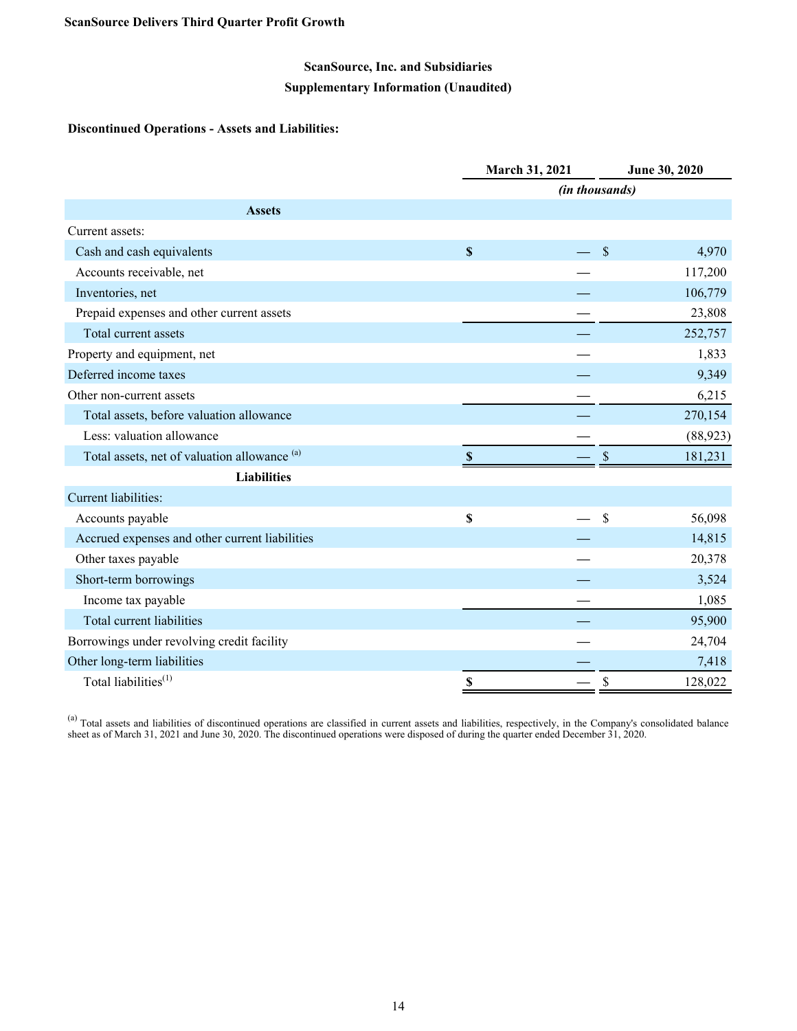**ScanSource Delivers Third Quarter Profit Growth**

**ScanSource, Inc. and Subsidiaries**

**Supplementary Information (Unaudited)**

**Discontinued Operations - Assets and Liabilities:**

| | March 31, 2021 | June 30, 2020 |
|---|---|---|
| | *(in thousands)* | |
| **Assets** | | |
| Current assets: | | |
| Cash and cash equivalents | $ — | $ 4,970 |
| Accounts receivable, net | — | 117,200 |
| Inventories, net | — | 106,779 |
| Prepaid expenses and other current assets | — | 23,808 |
| Total current assets | — | 252,757 |
| Property and equipment, net | — | 1,833 |
| Deferred income taxes | — | 9,349 |
| Other non-current assets | — | 6,215 |
| Total assets, before valuation allowance | — | 270,154 |
| Less: valuation allowance | — | (88,923) |
| Total assets, net of valuation allowance [a] | $ — | $ 181,231 |
| **Liabilities** | | |
| Current liabilities: | | |
| Accounts payable | $ — | $ 56,098 |
| Accrued expenses and other current liabilities | — | 14,815 |
| Other taxes payable | — | 20,378 |
| Short-term borrowings | — | 3,524 |
| Income tax payable | — | 1,085 |
| Total current liabilities | — | 95,900 |
| Borrowings under revolving credit facility | — | 24,704 |
| Other long-term liabilities | — | 7,418 |
| Total liabilities[1] | $ — | $ 128,022 |

[a] Total assets and liabilities of discontinued operations are classified in current assets and liabilities, respectively, in the Company's consolidated balance sheet as of March 31, 2021 and June 30, 2020. The discontinued operations were disposed of during the quarter ended December 31, 2020.